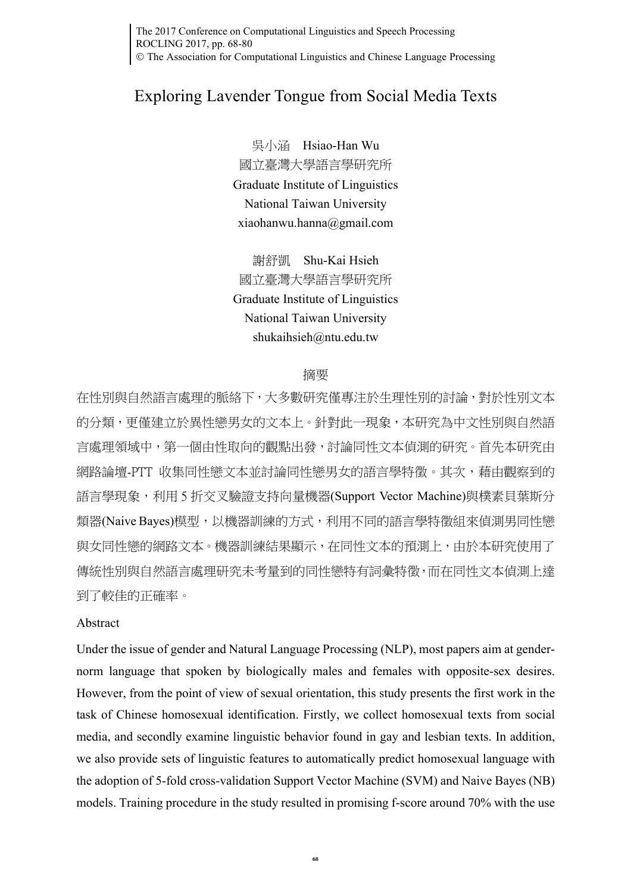# Exploring Lavender Tongue from Social Media Texts

吳小涵 Hsiao-Han Wu
國立臺灣大學語言學研究所
Graduate Institute of Linguistics
National Taiwan University
xiaohanwu.hanna@gmail.com

謝舒凱 Shu-Kai Hsieh
國立臺灣大學語言學研究所
Graduate Institute of Linguistics
National Taiwan University
shukaihsieh@ntu.edu.tw

## 摘要

在性別與自然語言處理的脈絡下，大多數研究僅專注於生理性別的討論，對於性別文本的分類，更僅建立於異性戀男女的文本上。針對此一現象，本研究為中文性別與自然語言處理領域中，第一個由性取向的觀點出發，討論同性文本偵測的研究。首先本研究由網路論壇-PTT 收集同性戀文本並討論同性戀男女的語言學特徵。其次，藉由觀察到的語言學現象，利用 5 折交叉驗證支持向量機器(Support Vector Machine)與樸素貝葉斯分類器(Naive Bayes)模型，以機器訓練的方式，利用不同的語言學特徵組來偵測男同性戀與女同性戀的網路文本。機器訓練結果顯示，在同性文本的預測上，由於本研究使用了傳統性別與自然語言處理研究未考量到的同性戀特有詞彙特徵，而在同性文本偵測上達到了較佳的正確率。

## Abstract

Under the issue of gender and Natural Language Processing (NLP), most papers aim at gender-norm language that spoken by biologically males and females with opposite-sex desires. However, from the point of view of sexual orientation, this study presents the first work in the task of Chinese homosexual identification. Firstly, we collect homosexual texts from social media, and secondly examine linguistic behavior found in gay and lesbian texts. In addition, we also provide sets of linguistic features to automatically predict homosexual language with the adoption of 5-fold cross-validation Support Vector Machine (SVM) and Naive Bayes (NB) models. Training procedure in the study resulted in promising f-score around 70% with the use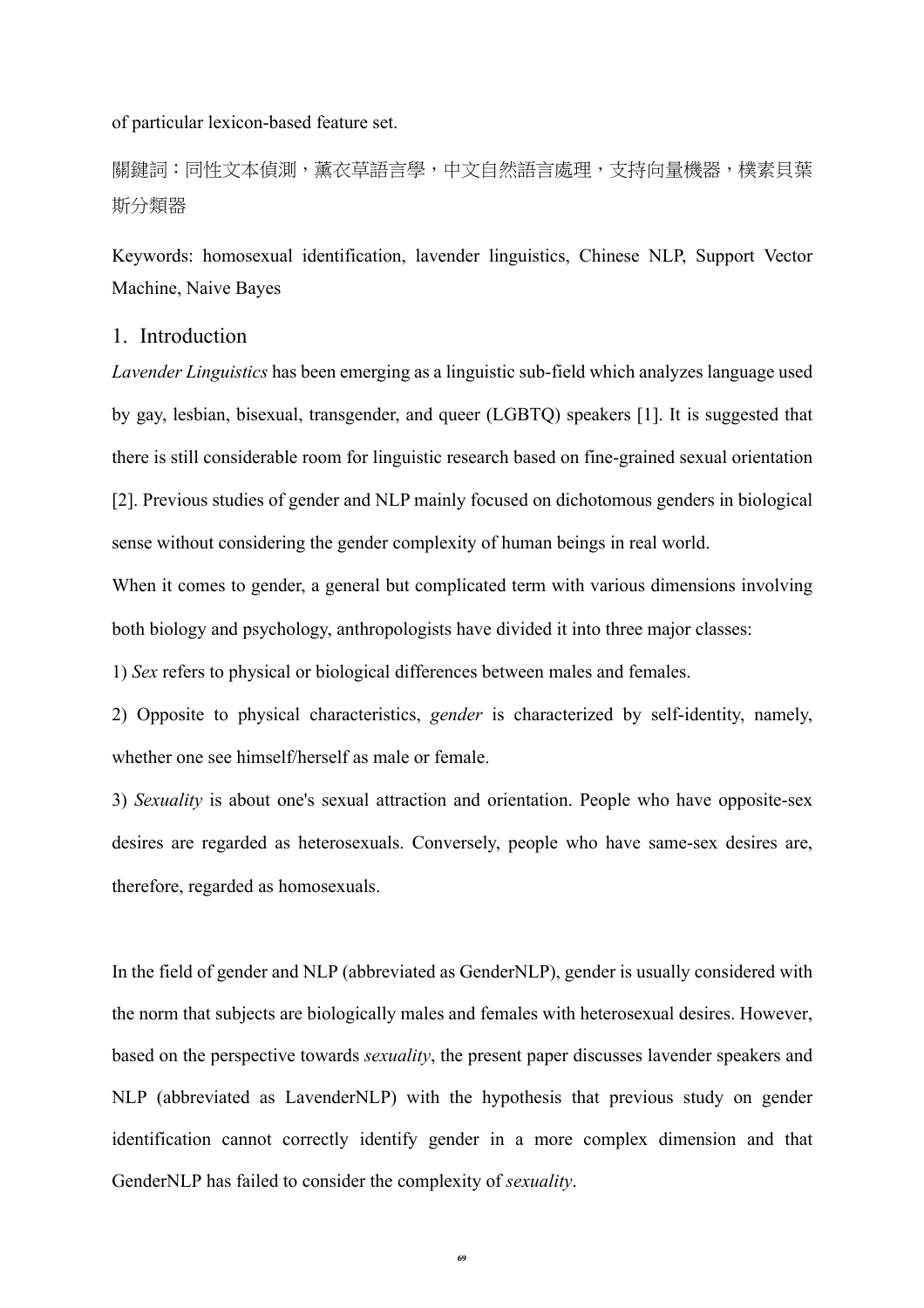of particular lexicon-based feature set.

關鍵詞：同性文本偵測，薰衣草語言學，中文自然語言處理，支持向量機器，樸素貝葉斯分類器

Keywords: homosexual identification, lavender linguistics, Chinese NLP, Support Vector Machine, Naive Bayes

## 1. Introduction

*Lavender Linguistics* has been emerging as a linguistic sub-field which analyzes language used by gay, lesbian, bisexual, transgender, and queer (LGBTQ) speakers [1]. It is suggested that there is still considerable room for linguistic research based on fine-grained sexual orientation [2]. Previous studies of gender and NLP mainly focused on dichotomous genders in biological sense without considering the gender complexity of human beings in real world.

When it comes to gender, a general but complicated term with various dimensions involving both biology and psychology, anthropologists have divided it into three major classes:

1) *Sex* refers to physical or biological differences between males and females.

2) Opposite to physical characteristics, *gender* is characterized by self-identity, namely, whether one see himself/herself as male or female.

3) *Sexuality* is about one's sexual attraction and orientation. People who have opposite-sex desires are regarded as heterosexuals. Conversely, people who have same-sex desires are, therefore, regarded as homosexuals.

In the field of gender and NLP (abbreviated as GenderNLP), gender is usually considered with the norm that subjects are biologically males and females with heterosexual desires. However, based on the perspective towards *sexuality*, the present paper discusses lavender speakers and NLP (abbreviated as LavenderNLP) with the hypothesis that previous study on gender identification cannot correctly identify gender in a more complex dimension and that GenderNLP has failed to consider the complexity of *sexuality*.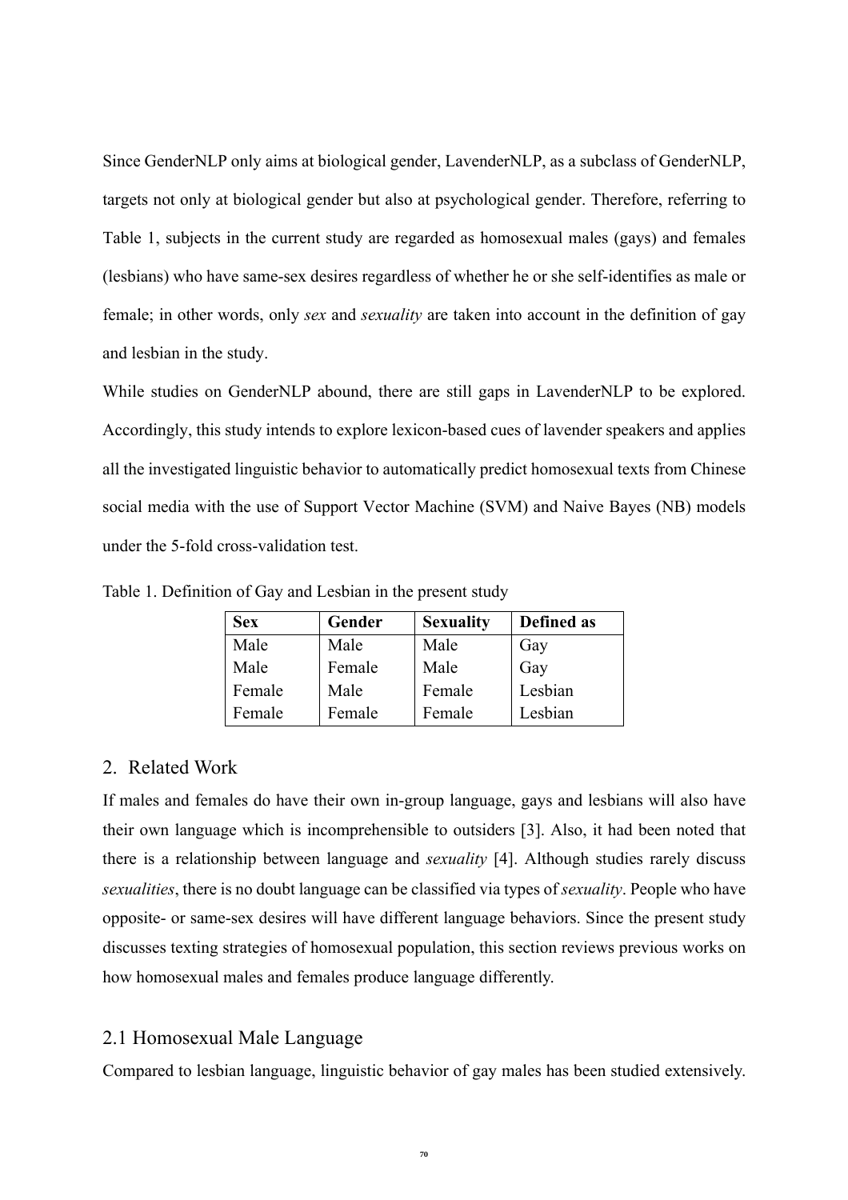Since GenderNLP only aims at biological gender, LavenderNLP, as a subclass of GenderNLP, targets not only at biological gender but also at psychological gender. Therefore, referring to Table 1, subjects in the current study are regarded as homosexual males (gays) and females (lesbians) who have same-sex desires regardless of whether he or she self-identifies as male or female; in other words, only *sex* and *sexuality* are taken into account in the definition of gay and lesbian in the study.

While studies on GenderNLP abound, there are still gaps in LavenderNLP to be explored. Accordingly, this study intends to explore lexicon-based cues of lavender speakers and applies all the investigated linguistic behavior to automatically predict homosexual texts from Chinese social media with the use of Support Vector Machine (SVM) and Naive Bayes (NB) models under the 5-fold cross-validation test.

Table 1. Definition of Gay and Lesbian in the present study

| **Sex** | **Gender** | **Sexuality** | **Defined as** |
|---|---|---|---|
| Male | Male | Male | Gay |
| Male | Female | Male | Gay |
| Female | Male | Female | Lesbian |
| Female | Female | Female | Lesbian |

## 2. Related Work

If males and females do have their own in-group language, gays and lesbians will also have their own language which is incomprehensible to outsiders [3]. Also, it had been noted that there is a relationship between language and *sexuality* [4]. Although studies rarely discuss *sexualities*, there is no doubt language can be classified via types of *sexuality*. People who have opposite- or same-sex desires will have different language behaviors. Since the present study discusses texting strategies of homosexual population, this section reviews previous works on how homosexual males and females produce language differently.

### 2.1 Homosexual Male Language

Compared to lesbian language, linguistic behavior of gay males has been studied extensively.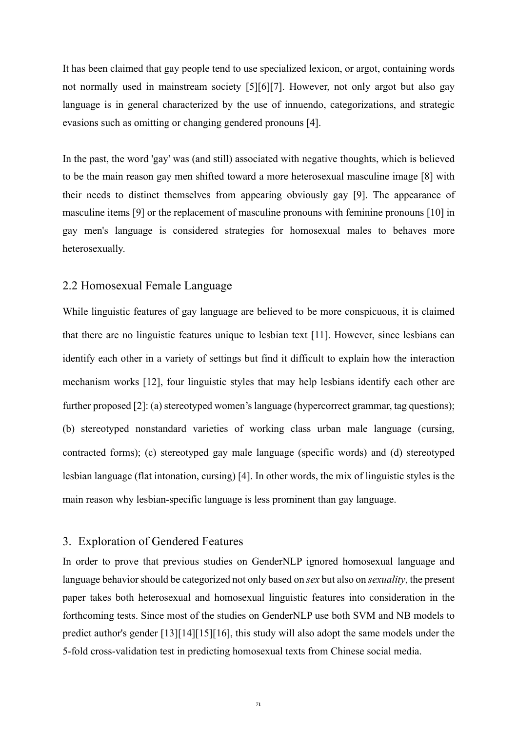It has been claimed that gay people tend to use specialized lexicon, or argot, containing words not normally used in mainstream society [5][6][7]. However, not only argot but also gay language is in general characterized by the use of innuendo, categorizations, and strategic evasions such as omitting or changing gendered pronouns [4].

In the past, the word 'gay' was (and still) associated with negative thoughts, which is believed to be the main reason gay men shifted toward a more heterosexual masculine image [8] with their needs to distinct themselves from appearing obviously gay [9]. The appearance of masculine items [9] or the replacement of masculine pronouns with feminine pronouns [10] in gay men's language is considered strategies for homosexual males to behaves more heterosexually.

## 2.2 Homosexual Female Language

While linguistic features of gay language are believed to be more conspicuous, it is claimed that there are no linguistic features unique to lesbian text [11]. However, since lesbians can identify each other in a variety of settings but find it difficult to explain how the interaction mechanism works [12], four linguistic styles that may help lesbians identify each other are further proposed [2]: (a) stereotyped women's language (hypercorrect grammar, tag questions); (b) stereotyped nonstandard varieties of working class urban male language (cursing, contracted forms); (c) stereotyped gay male language (specific words) and (d) stereotyped lesbian language (flat intonation, cursing) [4]. In other words, the mix of linguistic styles is the main reason why lesbian-specific language is less prominent than gay language.

## 3. Exploration of Gendered Features

In order to prove that previous studies on GenderNLP ignored homosexual language and language behavior should be categorized not only based on *sex* but also on *sexuality*, the present paper takes both heterosexual and homosexual linguistic features into consideration in the forthcoming tests. Since most of the studies on GenderNLP use both SVM and NB models to predict author's gender [13][14][15][16], this study will also adopt the same models under the 5-fold cross-validation test in predicting homosexual texts from Chinese social media.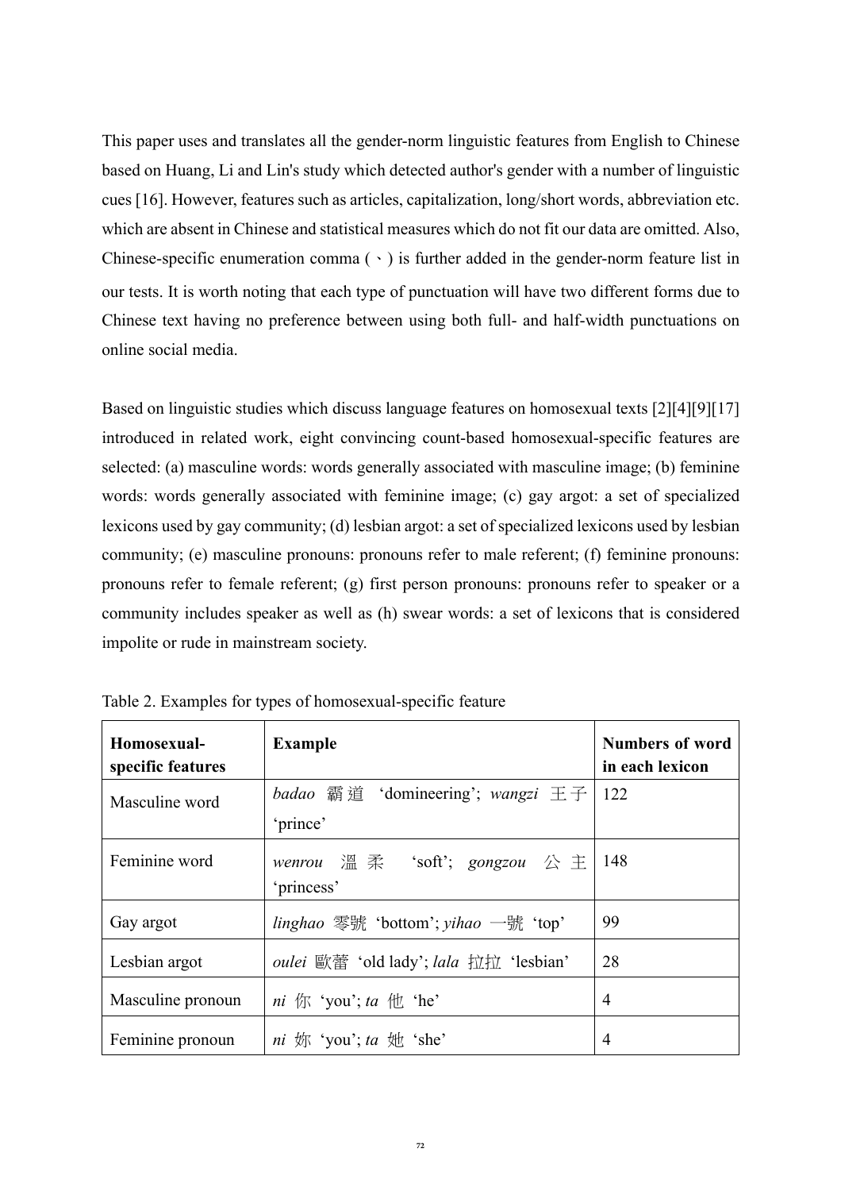This paper uses and translates all the gender-norm linguistic features from English to Chinese based on Huang, Li and Lin's study which detected author's gender with a number of linguistic cues [16]. However, features such as articles, capitalization, long/short words, abbreviation etc. which are absent in Chinese and statistical measures which do not fit our data are omitted. Also, Chinese-specific enumeration comma (、) is further added in the gender-norm feature list in our tests. It is worth noting that each type of punctuation will have two different forms due to Chinese text having no preference between using both full- and half-width punctuations on online social media.

Based on linguistic studies which discuss language features on homosexual texts [2][4][9][17] introduced in related work, eight convincing count-based homosexual-specific features are selected: (a) masculine words: words generally associated with masculine image; (b) feminine words: words generally associated with feminine image; (c) gay argot: a set of specialized lexicons used by gay community; (d) lesbian argot: a set of specialized lexicons used by lesbian community; (e) masculine pronouns: pronouns refer to male referent; (f) feminine pronouns: pronouns refer to female referent; (g) first person pronouns: pronouns refer to speaker or a community includes speaker as well as (h) swear words: a set of lexicons that is considered impolite or rude in mainstream society.

Table 2. Examples for types of homosexual-specific feature

| Homosexual-specific features | Example | Numbers of word in each lexicon |
|---|---|---|
| Masculine word | *badao* 霸道 'domineering'; *wangzi* 王子 'prince' | 122 |
| Feminine word | *wenrou* 溫柔 'soft'; *gongzou* 公主 'princess' | 148 |
| Gay argot | *linghao* 零號 'bottom'; *yihao* 一號 'top' | 99 |
| Lesbian argot | *oulei* 歐蕾 'old lady'; *lala* 拉拉 'lesbian' | 28 |
| Masculine pronoun | *ni* 你 'you'; *ta* 他 'he' | 4 |
| Feminine pronoun | *ni* 妳 'you'; *ta* 她 'she' | 4 |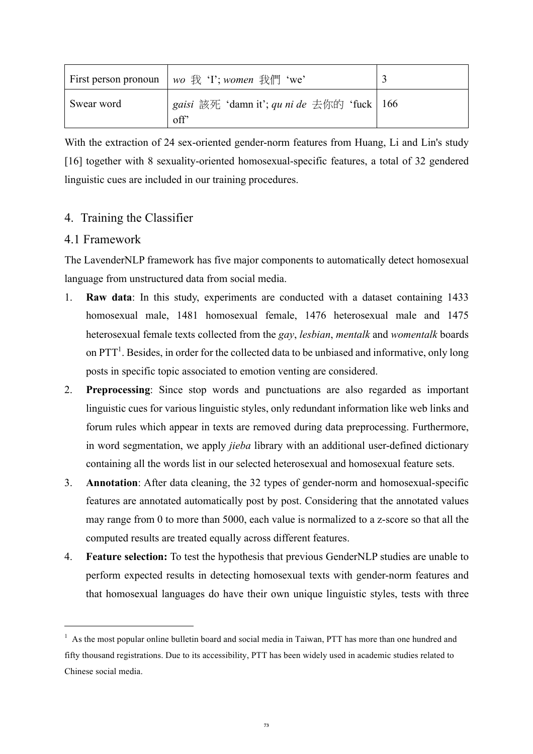| First person pronoun | *wo* 我 'I'; *women* 我們 'we' | 3 |
| --- | --- | --- |
| Swear word | *gaisi* 該死 'damn it'; *qu ni de* 去你的 'fuck off' | 166 |

With the extraction of 24 sex-oriented gender-norm features from Huang, Li and Lin's study [16] together with 8 sexuality-oriented homosexual-specific features, a total of 32 gendered linguistic cues are included in our training procedures.

## 4. Training the Classifier

### 4.1 Framework

The LavenderNLP framework has five major components to automatically detect homosexual language from unstructured data from social media.

1. **Raw data**: In this study, experiments are conducted with a dataset containing 1433 homosexual male, 1481 homosexual female, 1476 heterosexual male and 1475 heterosexual female texts collected from the *gay*, *lesbian*, *mentalk* and *womentalk* boards on PTT[1]. Besides, in order for the collected data to be unbiased and informative, only long posts in specific topic associated to emotion venting are considered.
2. **Preprocessing**: Since stop words and punctuations are also regarded as important linguistic cues for various linguistic styles, only redundant information like web links and forum rules which appear in texts are removed during data preprocessing. Furthermore, in word segmentation, we apply *jieba* library with an additional user-defined dictionary containing all the words list in our selected heterosexual and homosexual feature sets.
3. **Annotation**: After data cleaning, the 32 types of gender-norm and homosexual-specific features are annotated automatically post by post. Considering that the annotated values may range from 0 to more than 5000, each value is normalized to a z-score so that all the computed results are treated equally across different features.
4. **Feature selection:** To test the hypothesis that previous GenderNLP studies are unable to perform expected results in detecting homosexual texts with gender-norm features and that homosexual languages do have their own unique linguistic styles, tests with three

[1] As the most popular online bulletin board and social media in Taiwan, PTT has more than one hundred and fifty thousand registrations. Due to its accessibility, PTT has been widely used in academic studies related to Chinese social media.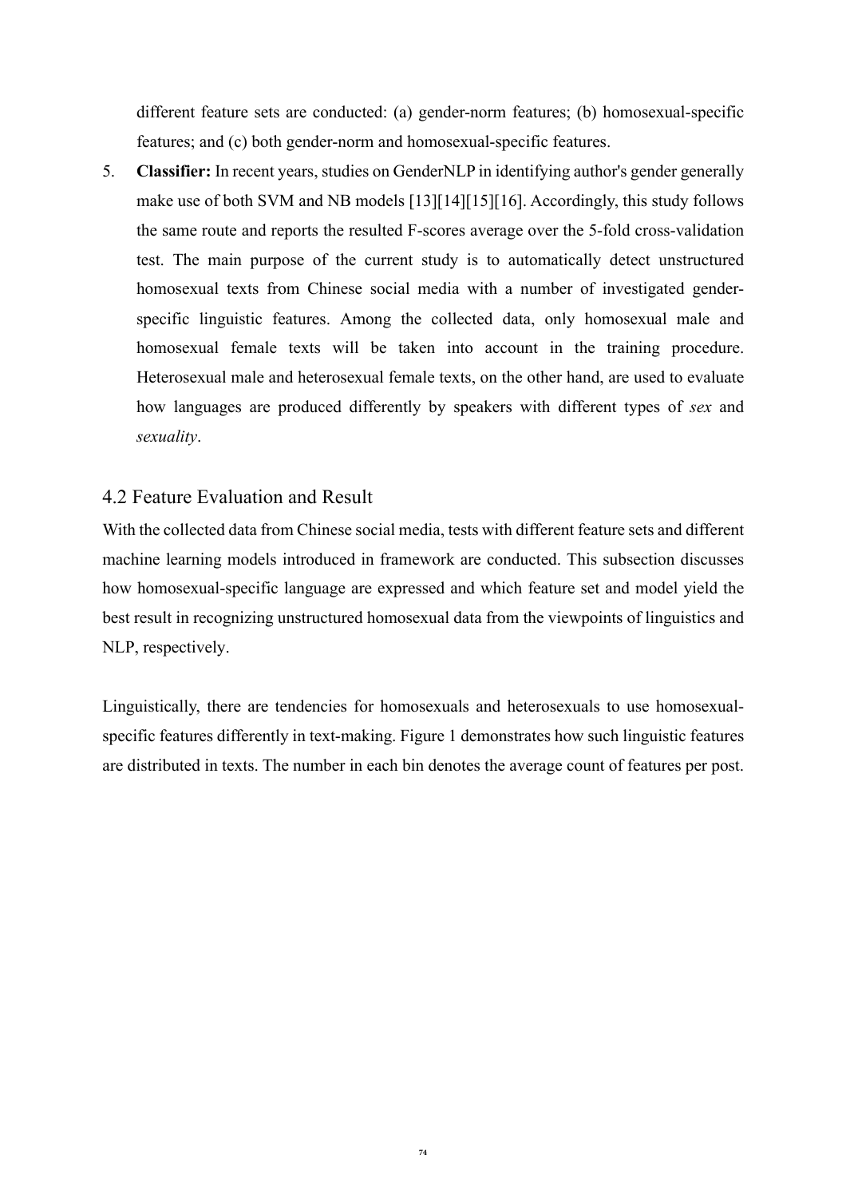different feature sets are conducted: (a) gender-norm features; (b) homosexual-specific features; and (c) both gender-norm and homosexual-specific features.

5. **Classifier:** In recent years, studies on GenderNLP in identifying author's gender generally make use of both SVM and NB models [13][14][15][16]. Accordingly, this study follows the same route and reports the resulted F-scores average over the 5-fold cross-validation test. The main purpose of the current study is to automatically detect unstructured homosexual texts from Chinese social media with a number of investigated gender-specific linguistic features. Among the collected data, only homosexual male and homosexual female texts will be taken into account in the training procedure. Heterosexual male and heterosexual female texts, on the other hand, are used to evaluate how languages are produced differently by speakers with different types of *sex* and *sexuality*.

## 4.2 Feature Evaluation and Result

With the collected data from Chinese social media, tests with different feature sets and different machine learning models introduced in framework are conducted. This subsection discusses how homosexual-specific language are expressed and which feature set and model yield the best result in recognizing unstructured homosexual data from the viewpoints of linguistics and NLP, respectively.

Linguistically, there are tendencies for homosexuals and heterosexuals to use homosexual-specific features differently in text-making. Figure 1 demonstrates how such linguistic features are distributed in texts. The number in each bin denotes the average count of features per post.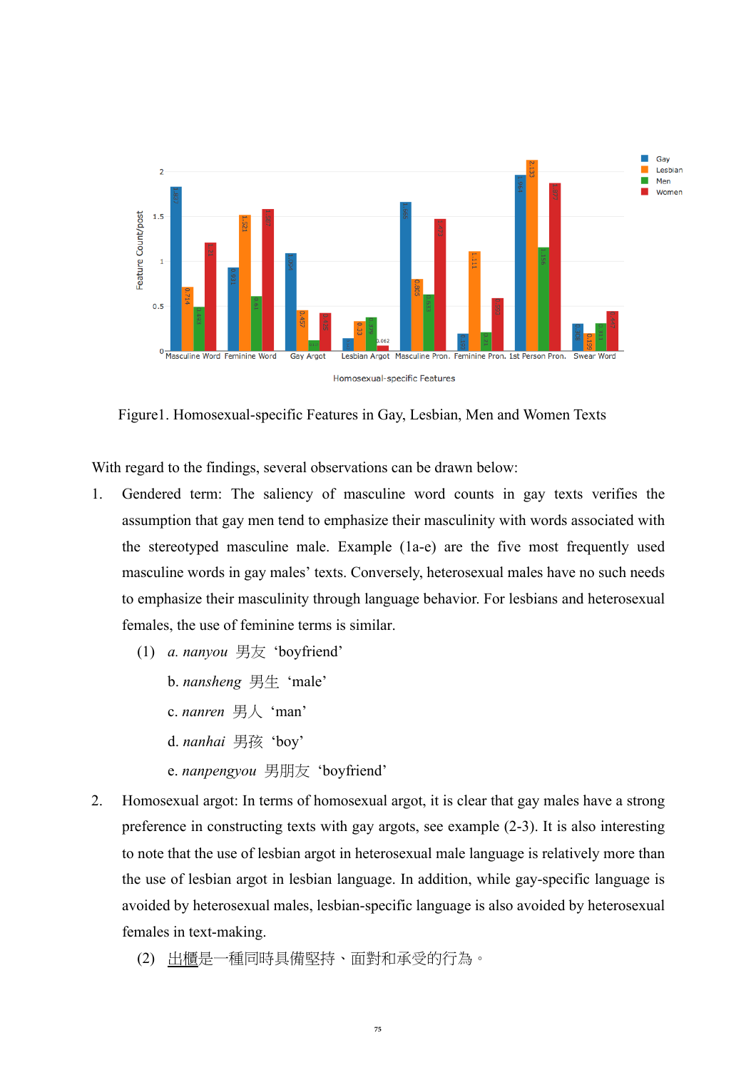Figure1. Homosexual-specific Features in Gay, Lesbian, Men and Women Texts

With regard to the findings, several observations can be drawn below:

1. Gendered term: The saliency of masculine word counts in gay texts verifies the assumption that gay men tend to emphasize their masculinity with words associated with the stereotyped masculine male. Example (1a-e) are the five most frequently used masculine words in gay males' texts. Conversely, heterosexual males have no such needs to emphasize their masculinity through language behavior. For lesbians and heterosexual females, the use of feminine terms is similar.

   (1) a. *nanyou* 男友 'boyfriend'

   b. *nansheng* 男生 'male'

   c. *nanren* 男人 'man'

   d. *nanhai* 男孩 'boy'

   e. *nanpengyou* 男朋友 'boyfriend'

2. Homosexual argot: In terms of homosexual argot, it is clear that gay males have a strong preference in constructing texts with gay argots, see example (2-3). It is also interesting to note that the use of lesbian argot in heterosexual male language is relatively more than the use of lesbian argot in lesbian language. In addition, while gay-specific language is avoided by heterosexual males, lesbian-specific language is also avoided by heterosexual females in text-making.

   (2) <u>出櫃</u>是一種同時具備堅持、面對和承受的行為。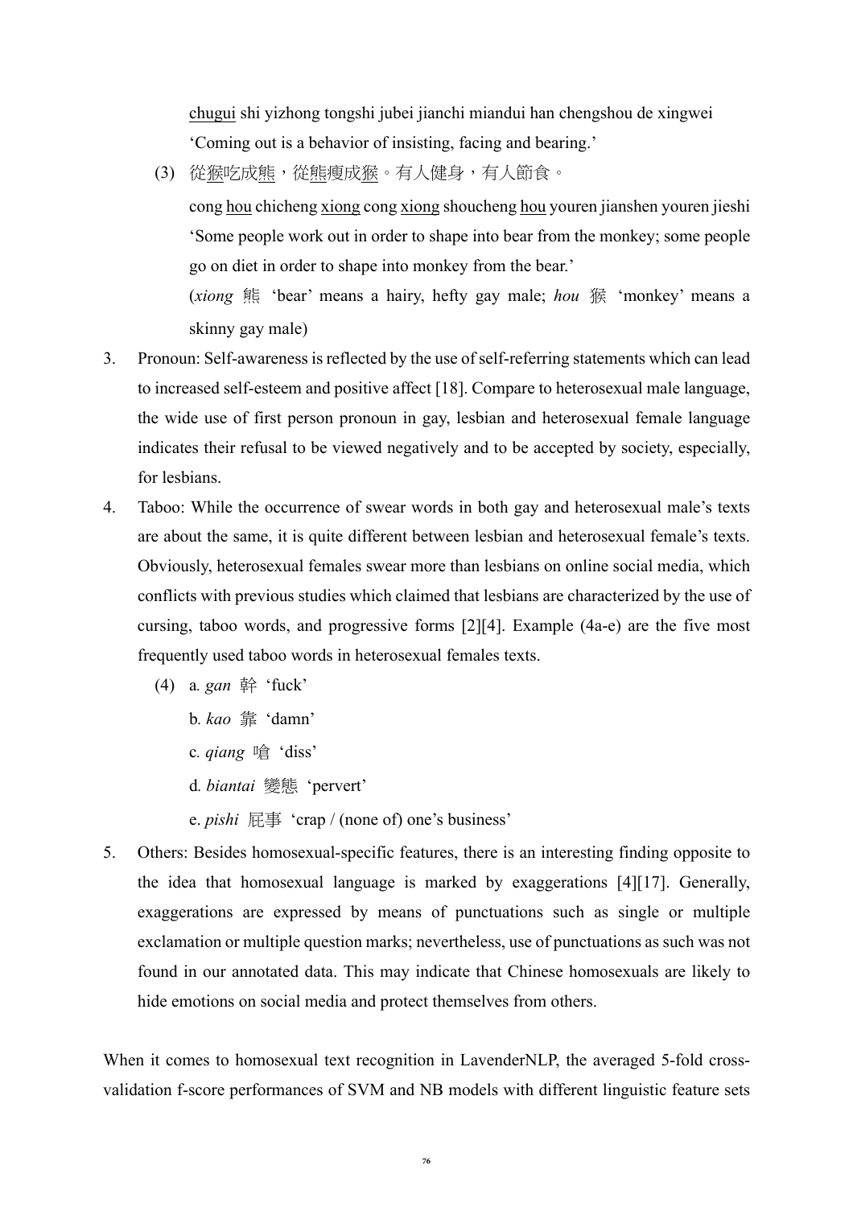chugui shi yizhong tongshi jubei jianchi miandui han chengshou de xingwei
'Coming out is a behavior of insisting, facing and bearing.'

(3) 從猴吃成熊，從熊瘦成猴。有人健身，有人節食。

cong hou chicheng xiong cong xiong shoucheng hou youren jianshen youren jieshi
'Some people work out in order to shape into bear from the monkey; some people go on diet in order to shape into monkey from the bear.'
(*xiong* 熊 'bear' means a hairy, hefty gay male; *hou* 猴 'monkey' means a skinny gay male)

3. Pronoun: Self-awareness is reflected by the use of self-referring statements which can lead to increased self-esteem and positive affect [18]. Compare to heterosexual male language, the wide use of first person pronoun in gay, lesbian and heterosexual female language indicates their refusal to be viewed negatively and to be accepted by society, especially, for lesbians.

4. Taboo: While the occurrence of swear words in both gay and heterosexual male's texts are about the same, it is quite different between lesbian and heterosexual female's texts. Obviously, heterosexual females swear more than lesbians on online social media, which conflicts with previous studies which claimed that lesbians are characterized by the use of cursing, taboo words, and progressive forms [2][4]. Example (4a-e) are the five most frequently used taboo words in heterosexual females texts.

   (4) a. *gan* 幹 'fuck'
   
   b. *kao* 靠 'damn'
   
   c. *qiang* 嗆 'diss'
   
   d. *biantai* 變態 'pervert'
   
   e. *pishi* 屁事 'crap / (none of) one's business'

5. Others: Besides homosexual-specific features, there is an interesting finding opposite to the idea that homosexual language is marked by exaggerations [4][17]. Generally, exaggerations are expressed by means of punctuations such as single or multiple exclamation or multiple question marks; nevertheless, use of punctuations as such was not found in our annotated data. This may indicate that Chinese homosexuals are likely to hide emotions on social media and protect themselves from others.

When it comes to homosexual text recognition in LavenderNLP, the averaged 5-fold cross-validation f-score performances of SVM and NB models with different linguistic feature sets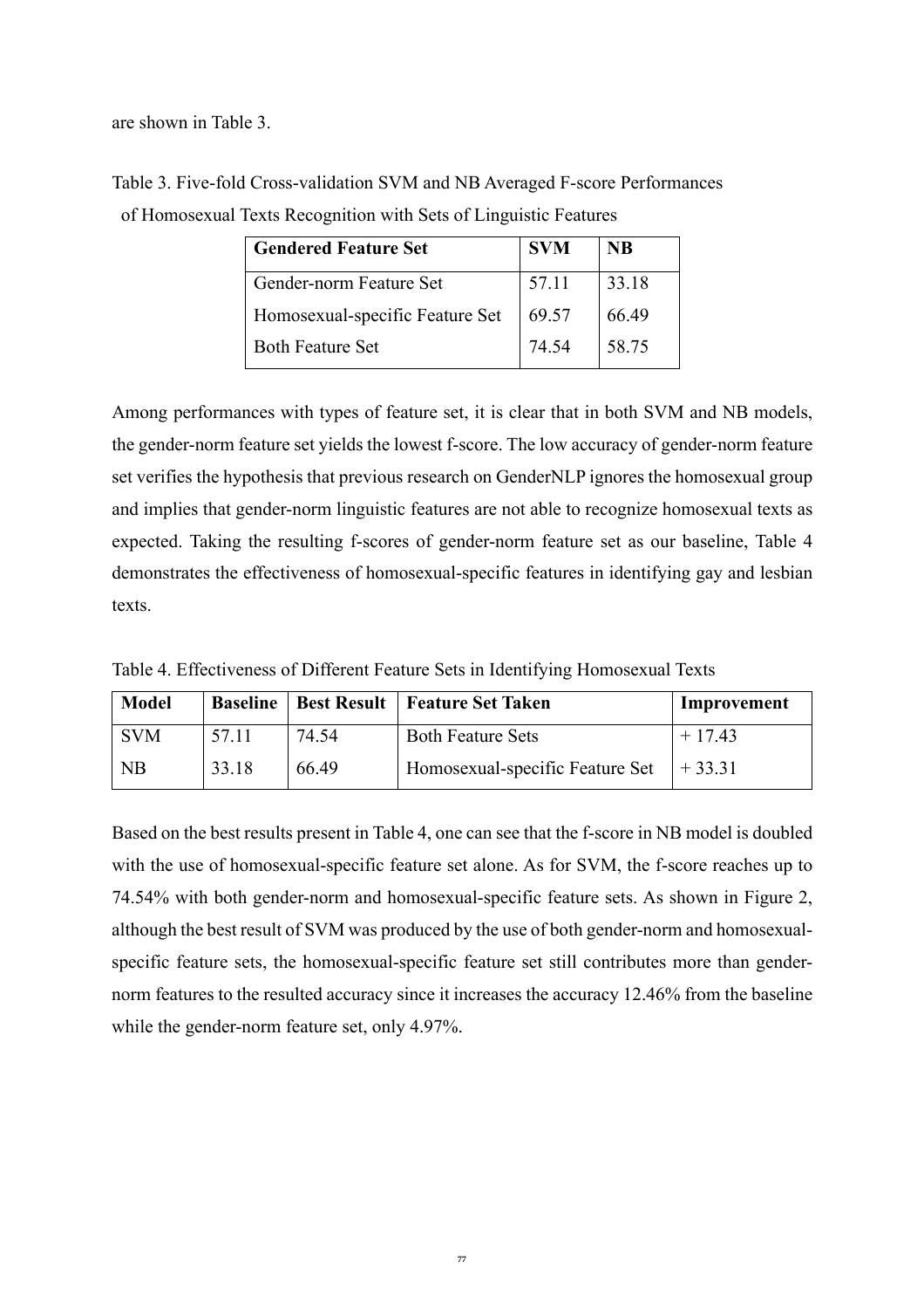are shown in Table 3.

Table 3. Five-fold Cross-validation SVM and NB Averaged F-score Performances of Homosexual Texts Recognition with Sets of Linguistic Features

| **Gendered Feature Set** | **SVM** | **NB** |
|---|---|---|
| Gender-norm Feature Set | 57.11 | 33.18 |
| Homosexual-specific Feature Set | 69.57 | 66.49 |
| Both Feature Set | 74.54 | 58.75 |

Among performances with types of feature set, it is clear that in both SVM and NB models, the gender-norm feature set yields the lowest f-score. The low accuracy of gender-norm feature set verifies the hypothesis that previous research on GenderNLP ignores the homosexual group and implies that gender-norm linguistic features are not able to recognize homosexual texts as expected. Taking the resulting f-scores of gender-norm feature set as our baseline, Table 4 demonstrates the effectiveness of homosexual-specific features in identifying gay and lesbian texts.

Table 4. Effectiveness of Different Feature Sets in Identifying Homosexual Texts

| **Model** | **Baseline** | **Best Result** | **Feature Set Taken** | **Improvement** |
|---|---|---|---|---|
| SVM | 57.11 | 74.54 | Both Feature Sets | + 17.43 |
| NB | 33.18 | 66.49 | Homosexual-specific Feature Set | + 33.31 |

Based on the best results present in Table 4, one can see that the f-score in NB model is doubled with the use of homosexual-specific feature set alone. As for SVM, the f-score reaches up to 74.54% with both gender-norm and homosexual-specific feature sets. As shown in Figure 2, although the best result of SVM was produced by the use of both gender-norm and homosexual-specific feature sets, the homosexual-specific feature set still contributes more than gender-norm features to the resulted accuracy since it increases the accuracy 12.46% from the baseline while the gender-norm feature set, only 4.97%.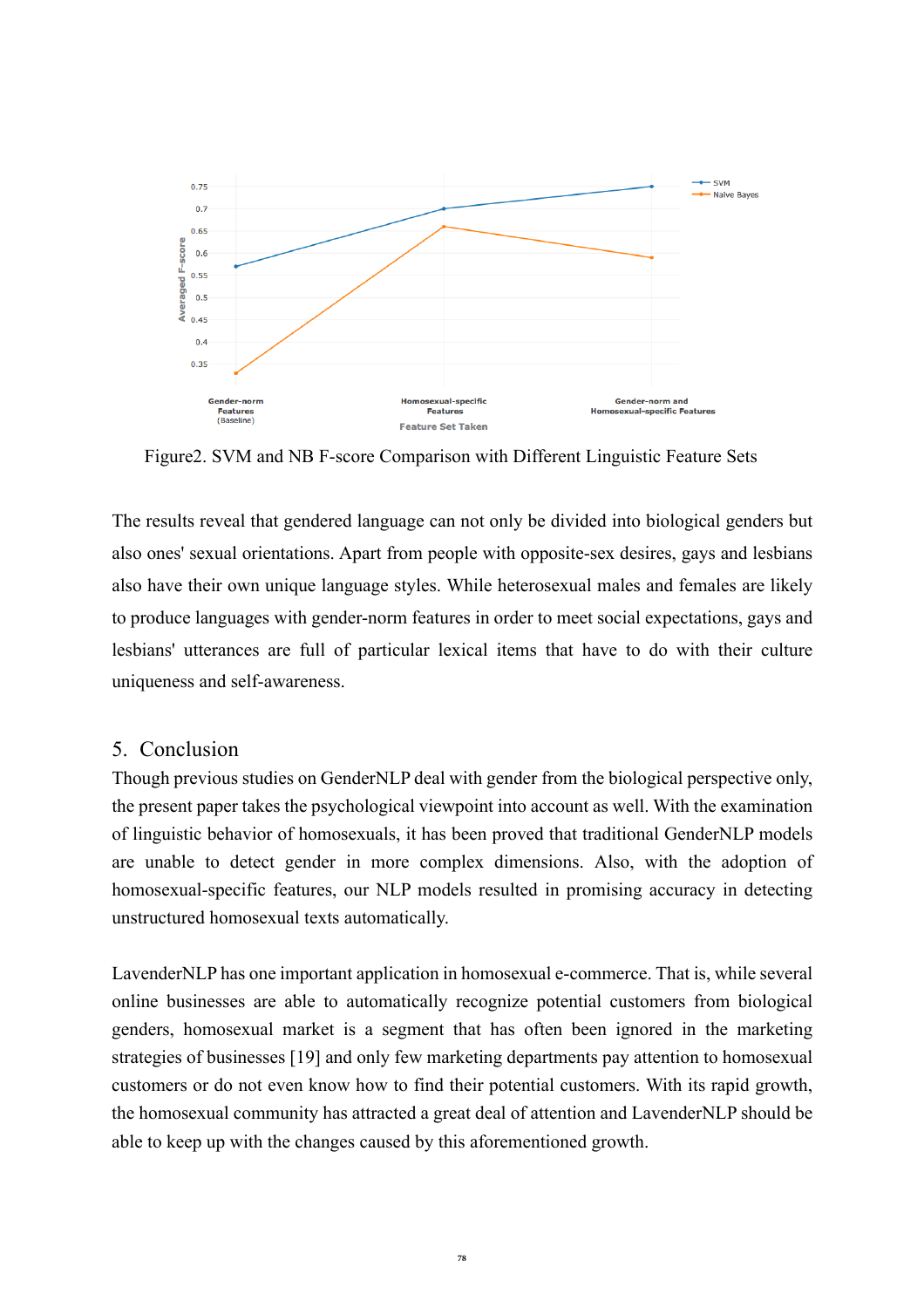Figure2. SVM and NB F-score Comparison with Different Linguistic Feature Sets

The results reveal that gendered language can not only be divided into biological genders but also ones' sexual orientations. Apart from people with opposite-sex desires, gays and lesbians also have their own unique language styles. While heterosexual males and females are likely to produce languages with gender-norm features in order to meet social expectations, gays and lesbians' utterances are full of particular lexical items that have to do with their culture uniqueness and self-awareness.

## 5. Conclusion

Though previous studies on GenderNLP deal with gender from the biological perspective only, the present paper takes the psychological viewpoint into account as well. With the examination of linguistic behavior of homosexuals, it has been proved that traditional GenderNLP models are unable to detect gender in more complex dimensions. Also, with the adoption of homosexual-specific features, our NLP models resulted in promising accuracy in detecting unstructured homosexual texts automatically.

LavenderNLP has one important application in homosexual e-commerce. That is, while several online businesses are able to automatically recognize potential customers from biological genders, homosexual market is a segment that has often been ignored in the marketing strategies of businesses [19] and only few marketing departments pay attention to homosexual customers or do not even know how to find their potential customers. With its rapid growth, the homosexual community has attracted a great deal of attention and LavenderNLP should be able to keep up with the changes caused by this aforementioned growth.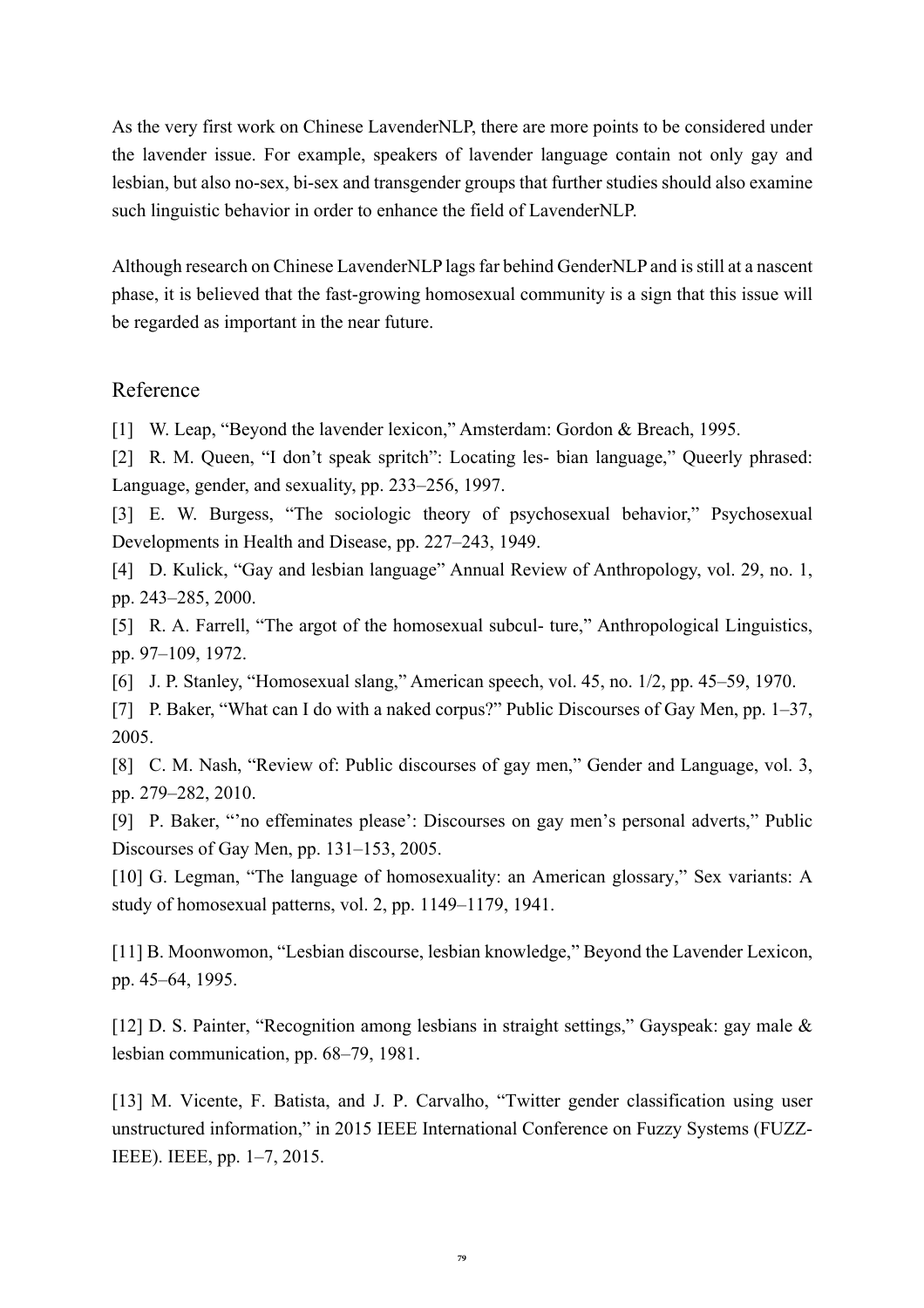As the very first work on Chinese LavenderNLP, there are more points to be considered under the lavender issue. For example, speakers of lavender language contain not only gay and lesbian, but also no-sex, bi-sex and transgender groups that further studies should also examine such linguistic behavior in order to enhance the field of LavenderNLP.

Although research on Chinese LavenderNLP lags far behind GenderNLP and is still at a nascent phase, it is believed that the fast-growing homosexual community is a sign that this issue will be regarded as important in the near future.

## Reference

[1] W. Leap, "Beyond the lavender lexicon," Amsterdam: Gordon & Breach, 1995.

[2] R. M. Queen, "I don't speak spritch": Locating les- bian language," Queerly phrased: Language, gender, and sexuality, pp. 233–256, 1997.

[3] E. W. Burgess, "The sociologic theory of psychosexual behavior," Psychosexual Developments in Health and Disease, pp. 227–243, 1949.

[4] D. Kulick, "Gay and lesbian language" Annual Review of Anthropology, vol. 29, no. 1, pp. 243–285, 2000.

[5] R. A. Farrell, "The argot of the homosexual subcul- ture," Anthropological Linguistics, pp. 97–109, 1972.

[6] J. P. Stanley, "Homosexual slang," American speech, vol. 45, no. 1/2, pp. 45–59, 1970.

[7] P. Baker, "What can I do with a naked corpus?" Public Discourses of Gay Men, pp. 1–37, 2005.

[8] C. M. Nash, "Review of: Public discourses of gay men," Gender and Language, vol. 3, pp. 279–282, 2010.

[9] P. Baker, "'no effeminates please': Discourses on gay men's personal adverts," Public Discourses of Gay Men, pp. 131–153, 2005.

[10] G. Legman, "The language of homosexuality: an American glossary," Sex variants: A study of homosexual patterns, vol. 2, pp. 1149–1179, 1941.

[11] B. Moonwomon, "Lesbian discourse, lesbian knowledge," Beyond the Lavender Lexicon, pp. 45–64, 1995.

[12] D. S. Painter, "Recognition among lesbians in straight settings," Gayspeak: gay male & lesbian communication, pp. 68–79, 1981.

[13] M. Vicente, F. Batista, and J. P. Carvalho, "Twitter gender classification using user unstructured information," in 2015 IEEE International Conference on Fuzzy Systems (FUZZ-IEEE). IEEE, pp. 1–7, 2015.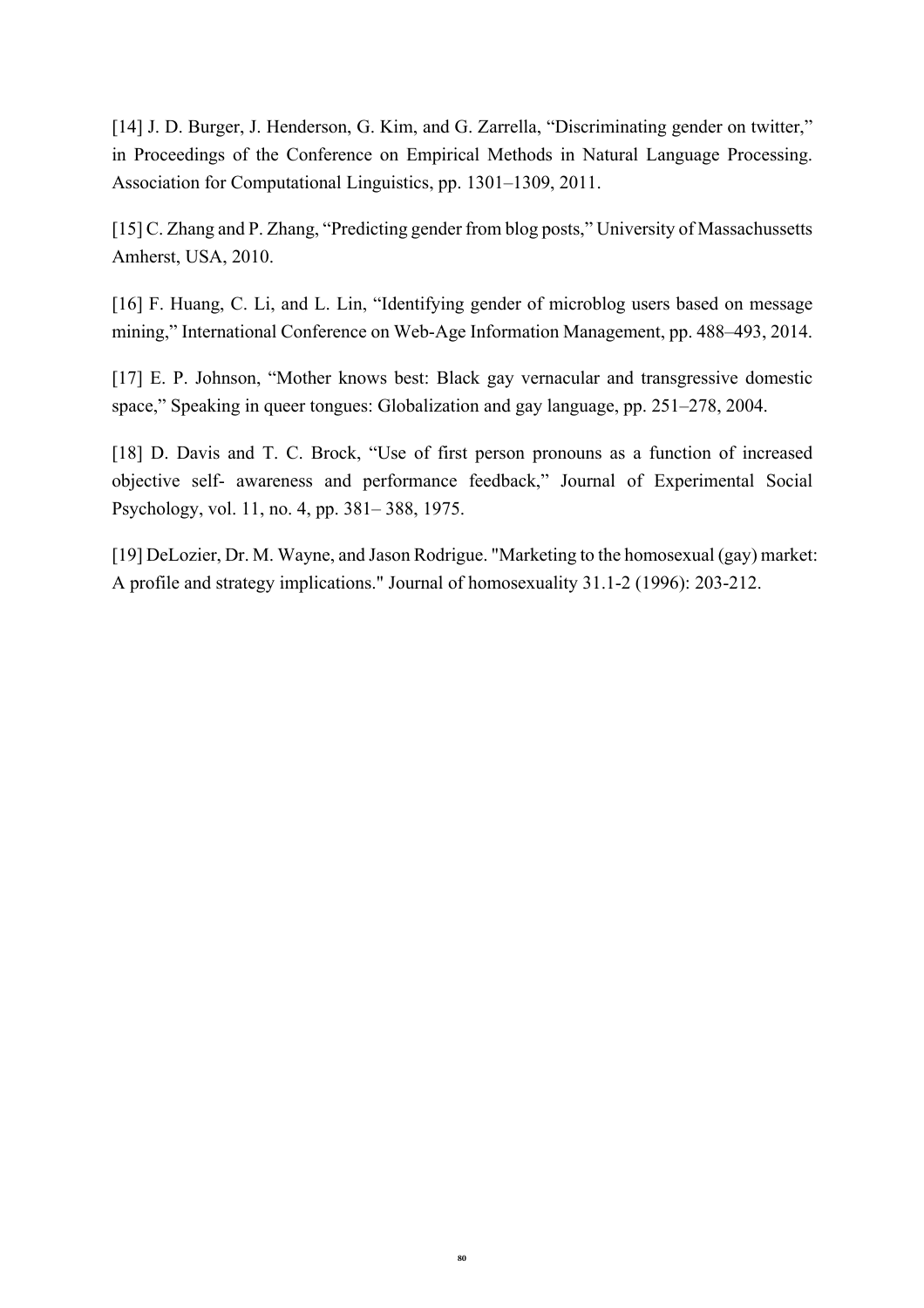[14] J. D. Burger, J. Henderson, G. Kim, and G. Zarrella, "Discriminating gender on twitter," in Proceedings of the Conference on Empirical Methods in Natural Language Processing. Association for Computational Linguistics, pp. 1301–1309, 2011.

[15] C. Zhang and P. Zhang, "Predicting gender from blog posts," University of Massachussetts Amherst, USA, 2010.

[16] F. Huang, C. Li, and L. Lin, "Identifying gender of microblog users based on message mining," International Conference on Web-Age Information Management, pp. 488–493, 2014.

[17] E. P. Johnson, "Mother knows best: Black gay vernacular and transgressive domestic space," Speaking in queer tongues: Globalization and gay language, pp. 251–278, 2004.

[18] D. Davis and T. C. Brock, "Use of first person pronouns as a function of increased objective self- awareness and performance feedback," Journal of Experimental Social Psychology, vol. 11, no. 4, pp. 381– 388, 1975.

[19] DeLozier, Dr. M. Wayne, and Jason Rodrigue. "Marketing to the homosexual (gay) market: A profile and strategy implications." Journal of homosexuality 31.1-2 (1996): 203-212.